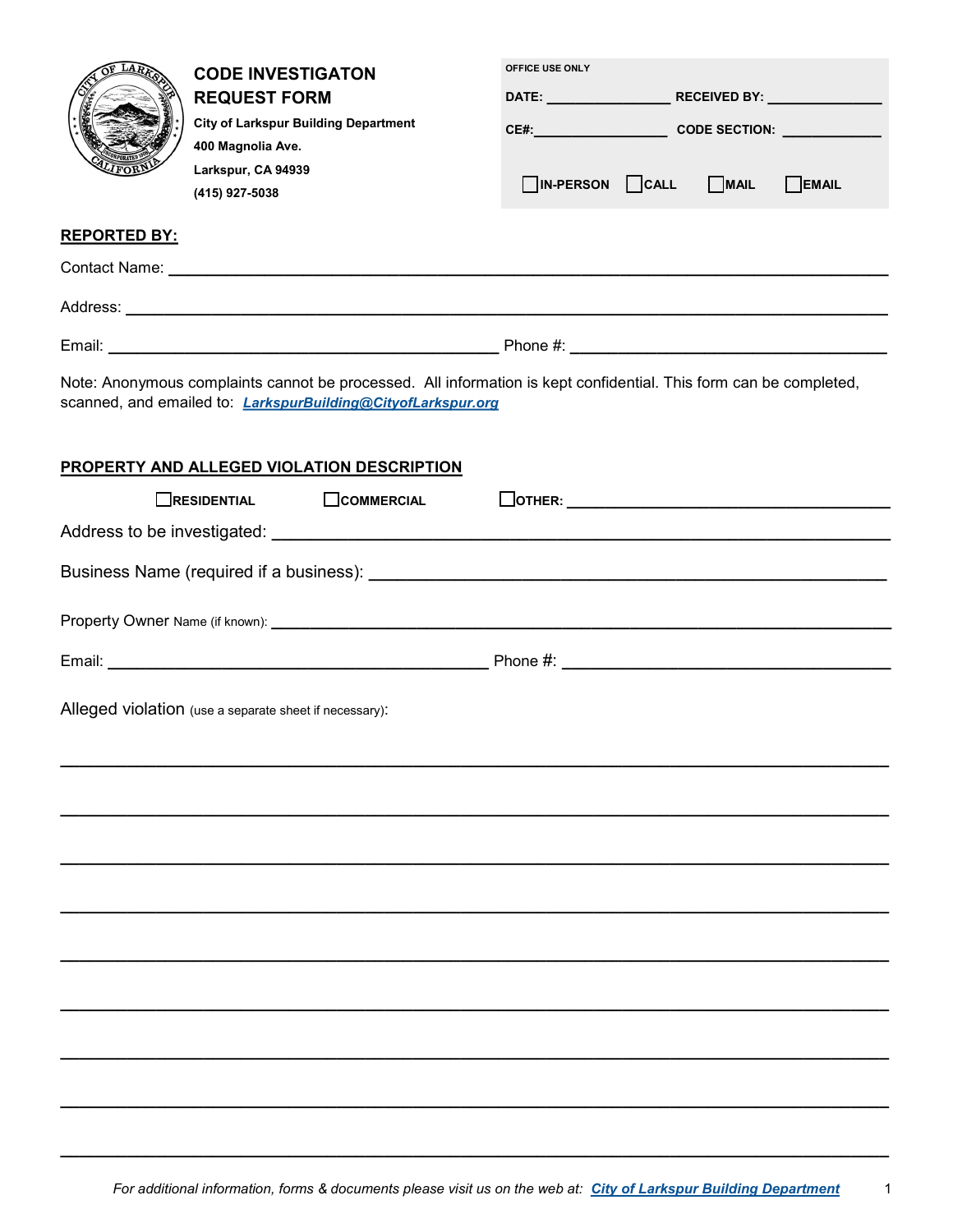# CODE INVESTIGATON REQUEST FORM

**City of Larkspur Building Department**
**400 Magnolia Ave.**
**Larkspur, CA 94939**
**(415) 927-5038**

**OFFICE USE ONLY**

**DATE:** ________________ **RECEIVED BY:** ______________

**CE#:**_________________ **CODE SECTION:** _____________

☐ **IN-PERSON** ☐ **CALL** ☐ **MAIL** ☐ **EMAIL**

## REPORTED BY:

Contact Name: ____________________________________________________________________

Address: _________________________________________________________________________

Email: _____________________________________ Phone #: ___________________________

Note: Anonymous complaints cannot be processed. All information is kept confidential. This form can be completed, scanned, and emailed to: ***LarkspurBuilding@CityofLarkspur.org***

## PROPERTY AND ALLEGED VIOLATION DESCRIPTION

☐ **RESIDENTIAL** ☐ **COMMERCIAL** ☐ **OTHER:** _________________________________

Address to be investigated: ________________________________________________________

Business Name (required if a business): _____________________________________________

Property Owner Name (if known): ___________________________________________________

Email: _____________________________________ Phone #: ___________________________

Alleged violation (use a separate sheet if necessary):

_____________________________________________________________________________

_____________________________________________________________________________

_____________________________________________________________________________

_____________________________________________________________________________

_____________________________________________________________________________

_____________________________________________________________________________

_____________________________________________________________________________

_____________________________________________________________________________

_____________________________________________________________________________

*For additional information, forms & documents please visit us on the web at:* ***City of Larkspur Building Department***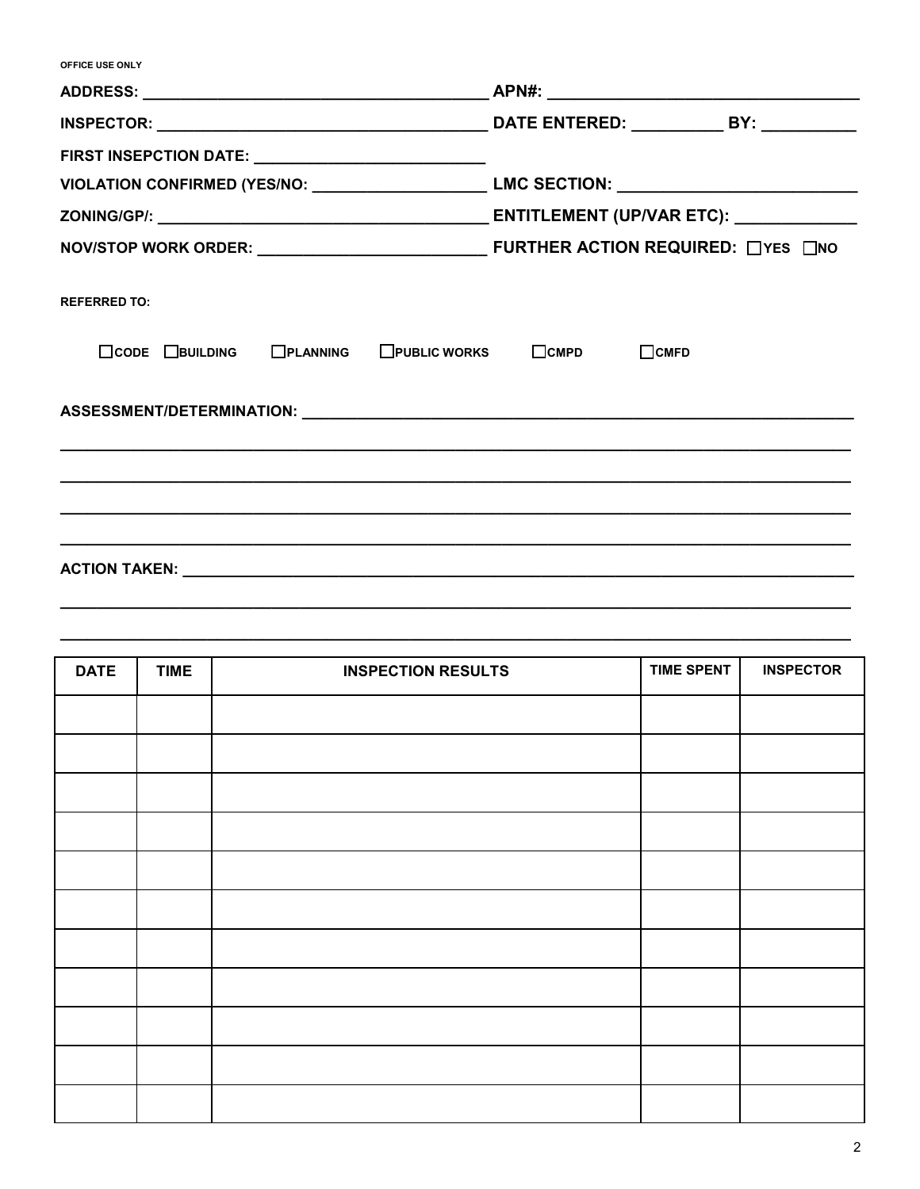OFFICE USE ONLY

**ADDRESS:** ______________________________________ **APN#:** __________________________________

**INSPECTOR:** ____________________________________ **DATE ENTERED:** __________ **BY:** __________

**FIRST INSEPCTION DATE:** __________________________

**VIOLATION CONFIRMED (YES/NO:** ___________________ **LMC SECTION:** __________________________

**ZONING/GP/:** ____________________________________ **ENTITLEMENT (UP/VAR ETC):** _____________

**NOV/STOP WORK ORDER:** _________________________ **FURTHER ACTION REQUIRED:** ☐ YES ☐ NO

**REFERRED TO:**

☐ CODE ☐ BUILDING ☐ PLANNING ☐ PUBLIC WORKS ☐ CMPD ☐ CMFD

**ASSESSMENT/DETERMINATION:** ______________________________________________________________

_____________________________________________________________________________________

_____________________________________________________________________________________

_____________________________________________________________________________________

_____________________________________________________________________________________

**ACTION TAKEN:** ______________________________________________________________________

_____________________________________________________________________________________

_____________________________________________________________________________________

| DATE | TIME | INSPECTION RESULTS | TIME SPENT | INSPECTOR |
|---|---|---|---|---|
| | | | | |
| | | | | |
| | | | | |
| | | | | |
| | | | | |
| | | | | |
| | | | | |
| | | | | |
| | | | | |
| | | | | |
| | | | | |